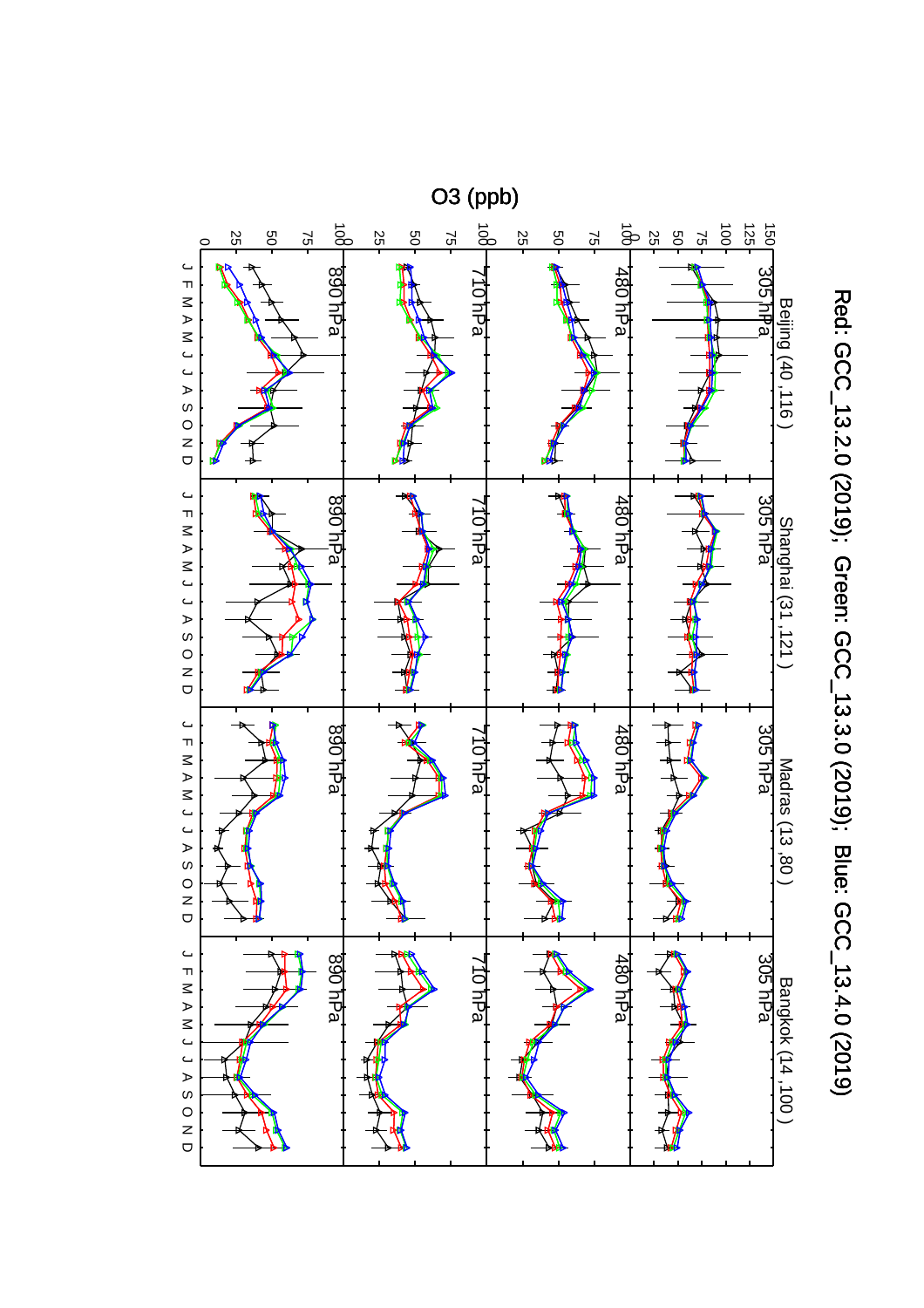Red: GCC_13.2.0 (2019); Green: GCC_13.3.0 (2019); Blue: GCC_13.4.0 (2019)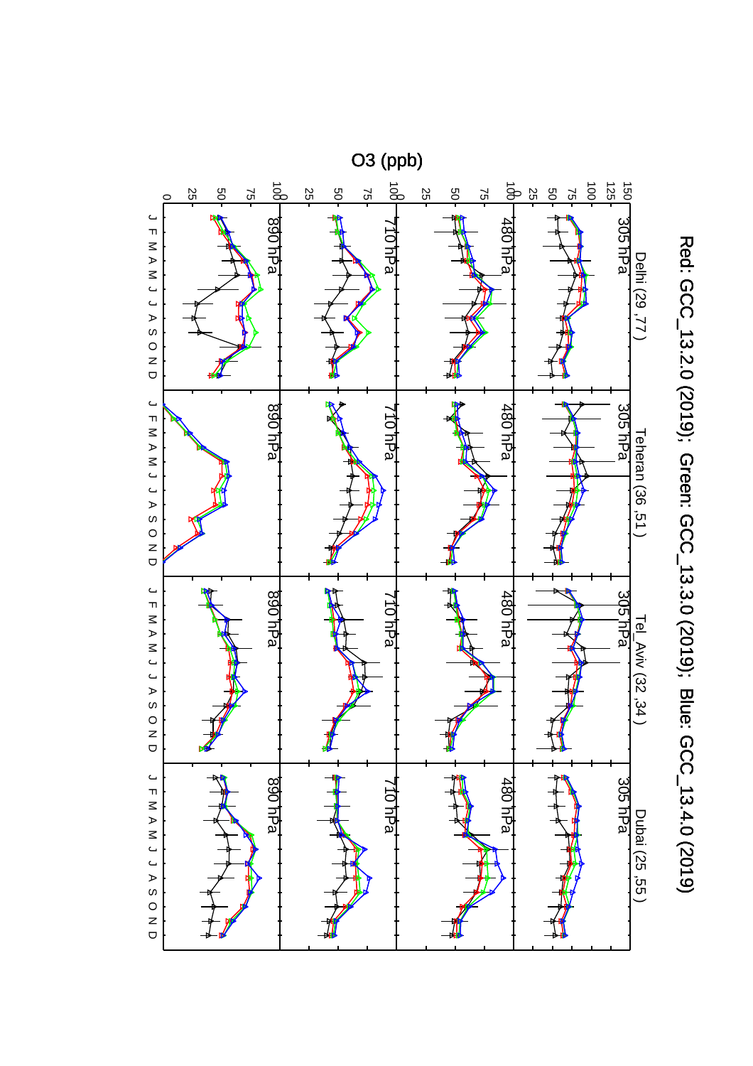Red: GCC_13.2.0 (2019); Green: GCC_13.3.0 (2019); Blue: GCC_13.4.0 (2019)

Delhi (29 ,77 )

Teheran (36 ,51 )

Tel_Aviv (32 ,34 )

Dubai (25 ,55 )

305 hPa

480 hPa

710 hPa

890 hPa

O3 (ppb)

J F M A M J J A S O N D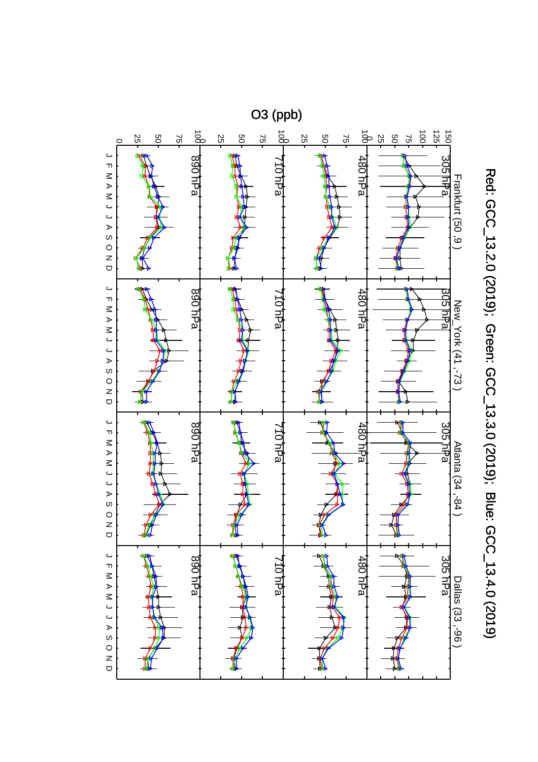Red: GCC_13.2.0 (2019); Green: GCC_13.3.0 (2019); Blue: GCC_13.4.0 (2019)

O3 (ppb)

Frankfurt (50 ,9 ) | New_York (41 ,-73 ) | Atlanta (34 ,-84 ) | Dallas (33 ,-96 )

305 hPa | 480 hPa | 710 hPa | 890 hPa

J F M A M J J A S O N D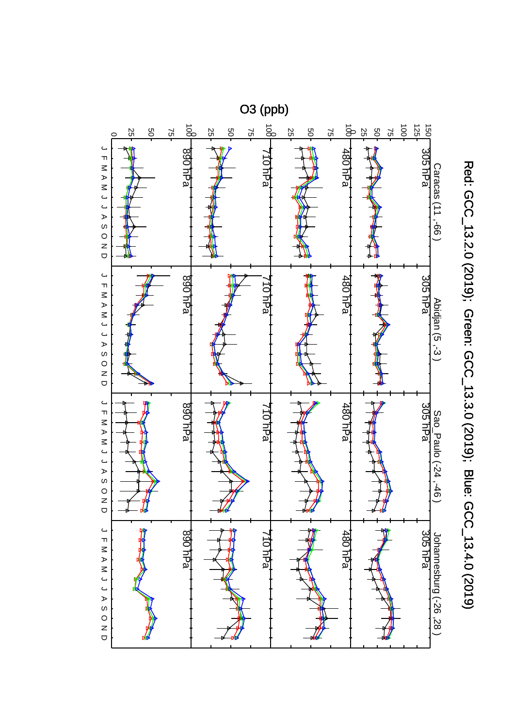Red: GCC_13.2.0 (2019); Green: GCC_13.3.0 (2019); Blue: GCC_13.4.0 (2019)

O3 (ppb)

Caracas (11 ,-66 ) | Abidjan (5 ,-3 ) | Sao_Paulo (-24 ,-46 ) | Johannesburg (-26 ,28 )

305 hPa | 480 hPa | 710 hPa | 890 hPa

J F M A M J J A S O N D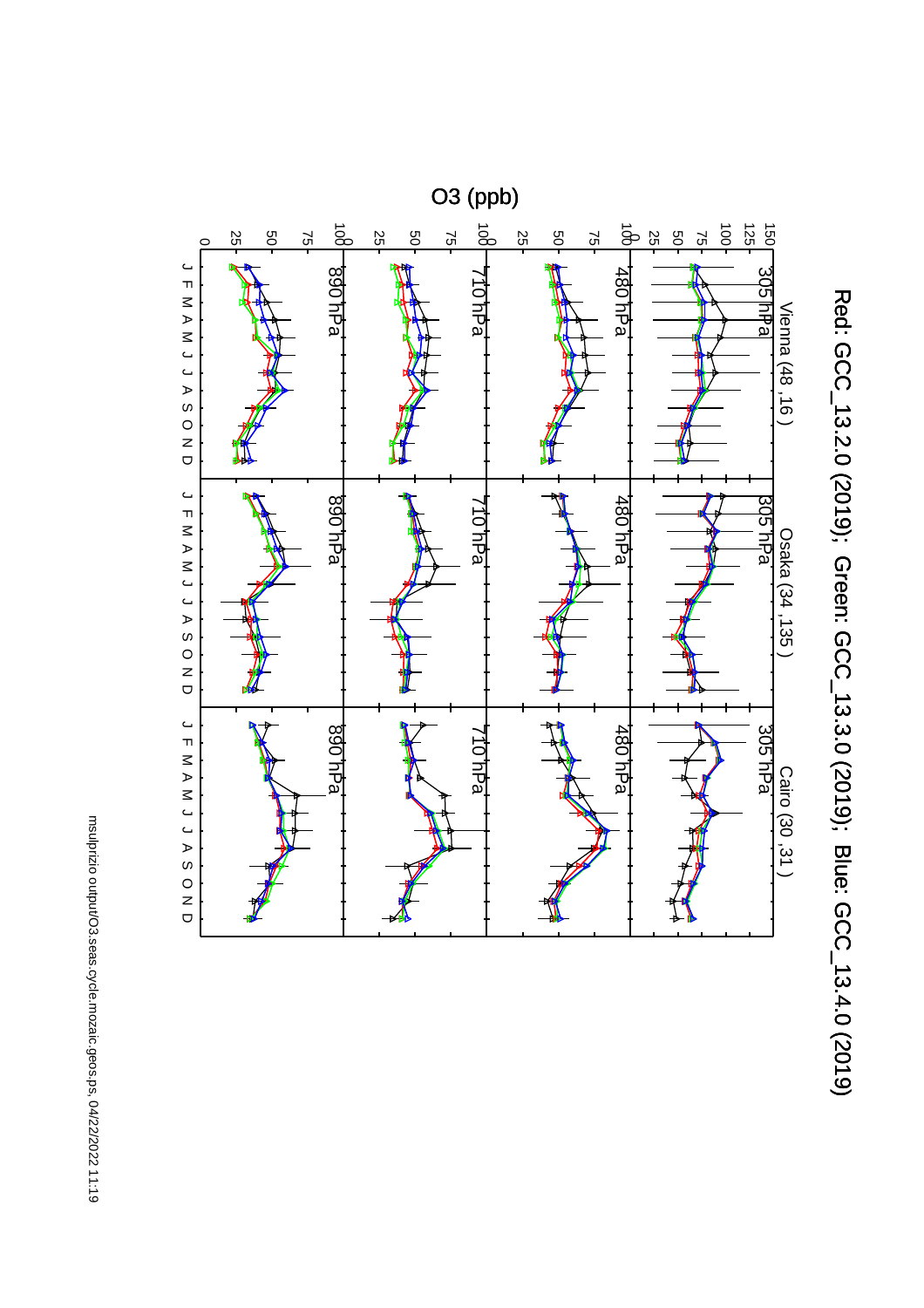Red: GCC_13.2.0 (2019); Green: GCC_13.3.0 (2019); Blue: GCC_13.4.0 (2019)

O3 (ppb)

Vienna (48 ,16 )

Osaka (34 ,135 )

Cairo (30 ,31 )

305 hPa

480 hPa

710 hPa

890 hPa

0 25 50 75 100 125 150

0 25 50 75 100

J F M A M J J A S O N D

msulprizio output/O3.seas.cycle.mozaic.geos.ps, 04/22/2022 11:19